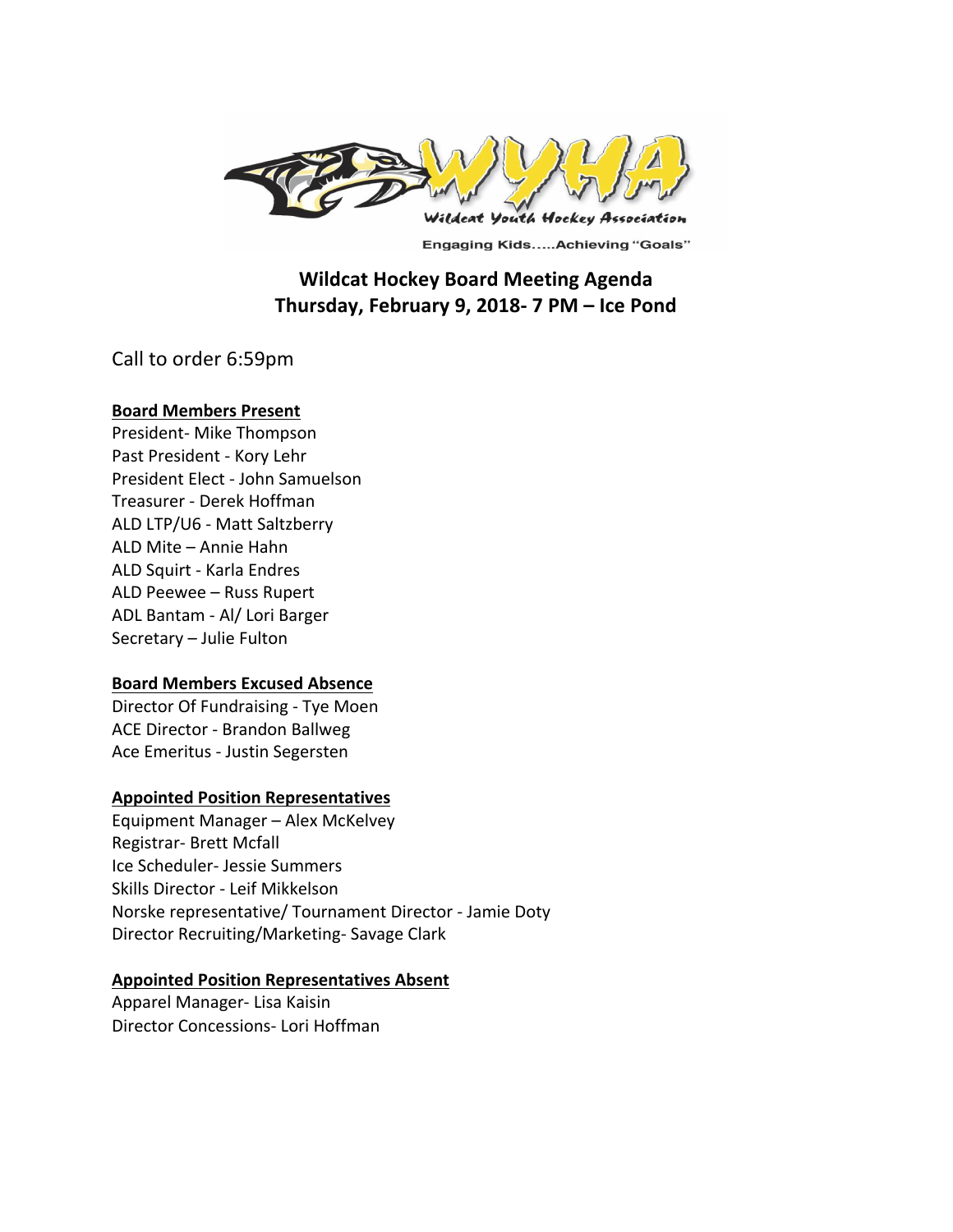# Wildcat Hockey Board Meeting Agenda
## Thursday, February 9, 2018- 7 PM – Ice Pond

Call to order 6:59pm

**Board Members Present**

President- Mike Thompson
Past President - Kory Lehr
President Elect - John Samuelson
Treasurer - Derek Hoffman
ALD LTP/U6 - Matt Saltzberry
ALD Mite – Annie Hahn
ALD Squirt - Karla Endres
ALD Peewee – Russ Rupert
ADL Bantam - Al/ Lori Barger
Secretary – Julie Fulton

**Board Members Excused Absence**

Director Of Fundraising - Tye Moen
ACE Director - Brandon Ballweg
Ace Emeritus - Justin Segersten

**Appointed Position Representatives**

Equipment Manager – Alex McKelvey
Registrar- Brett Mcfall
Ice Scheduler- Jessie Summers
Skills Director - Leif Mikkelson
Norske representative/ Tournament Director - Jamie Doty
Director Recruiting/Marketing- Savage Clark

**Appointed Position Representatives Absent**

Apparel Manager- Lisa Kaisin
Director Concessions- Lori Hoffman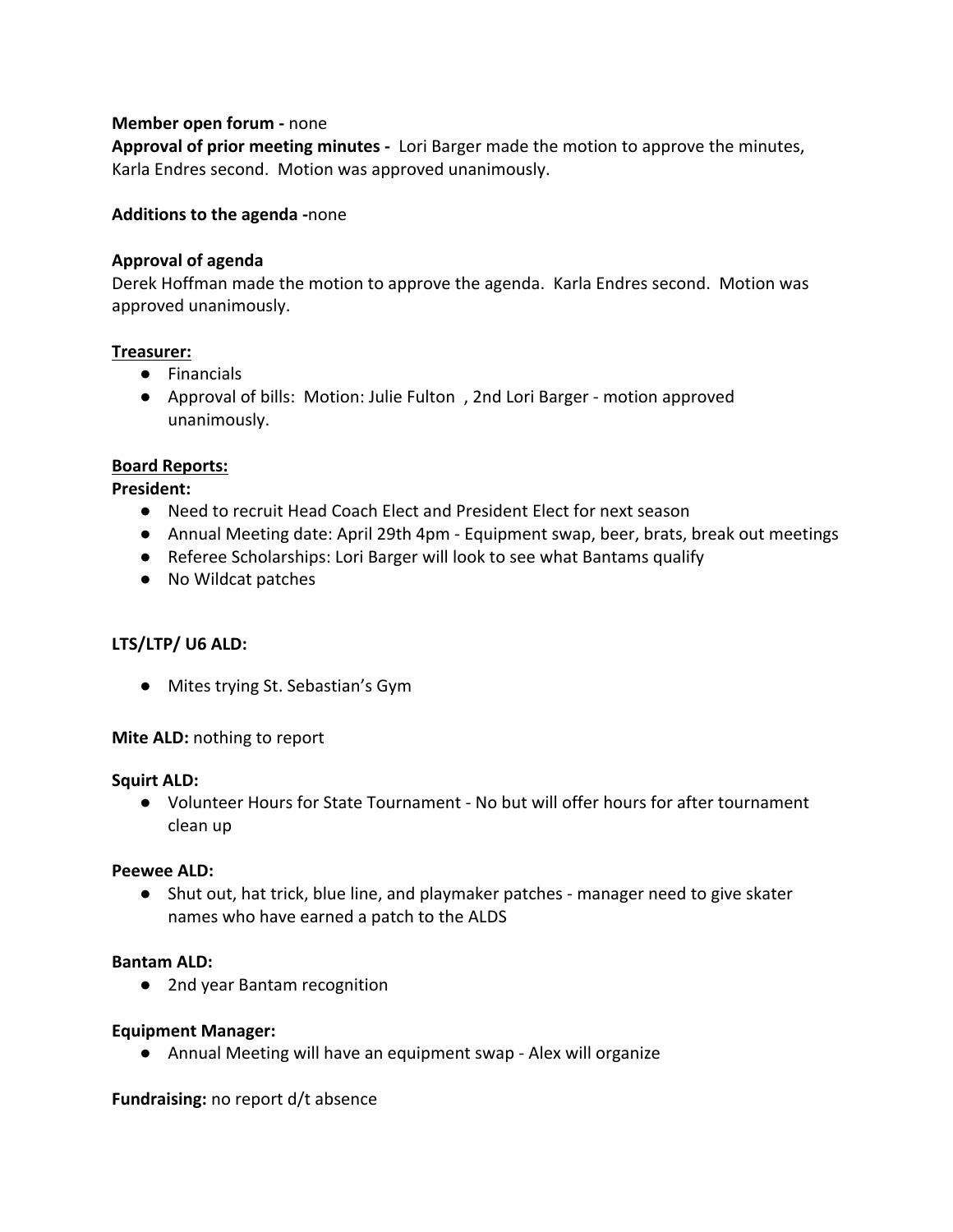**Member open forum -** none

**Approval of prior meeting minutes -** Lori Barger made the motion to approve the minutes, Karla Endres second. Motion was approved unanimously.

**Additions to the agenda -**none

**Approval of agenda**

Derek Hoffman made the motion to approve the agenda. Karla Endres second. Motion was approved unanimously.

**Treasurer:**

- Financials
- Approval of bills: Motion: Julie Fulton , 2nd Lori Barger - motion approved unanimously.

**Board Reports:**

**President:**

- Need to recruit Head Coach Elect and President Elect for next season
- Annual Meeting date: April 29th 4pm - Equipment swap, beer, brats, break out meetings
- Referee Scholarships: Lori Barger will look to see what Bantams qualify
- No Wildcat patches

**LTS/LTP/ U6 ALD:**

- Mites trying St. Sebastian's Gym

**Mite ALD:** nothing to report

**Squirt ALD:**

- Volunteer Hours for State Tournament - No but will offer hours for after tournament clean up

**Peewee ALD:**

- Shut out, hat trick, blue line, and playmaker patches - manager need to give skater names who have earned a patch to the ALDS

**Bantam ALD:**

- 2nd year Bantam recognition

**Equipment Manager:**

- Annual Meeting will have an equipment swap - Alex will organize

**Fundraising:** no report d/t absence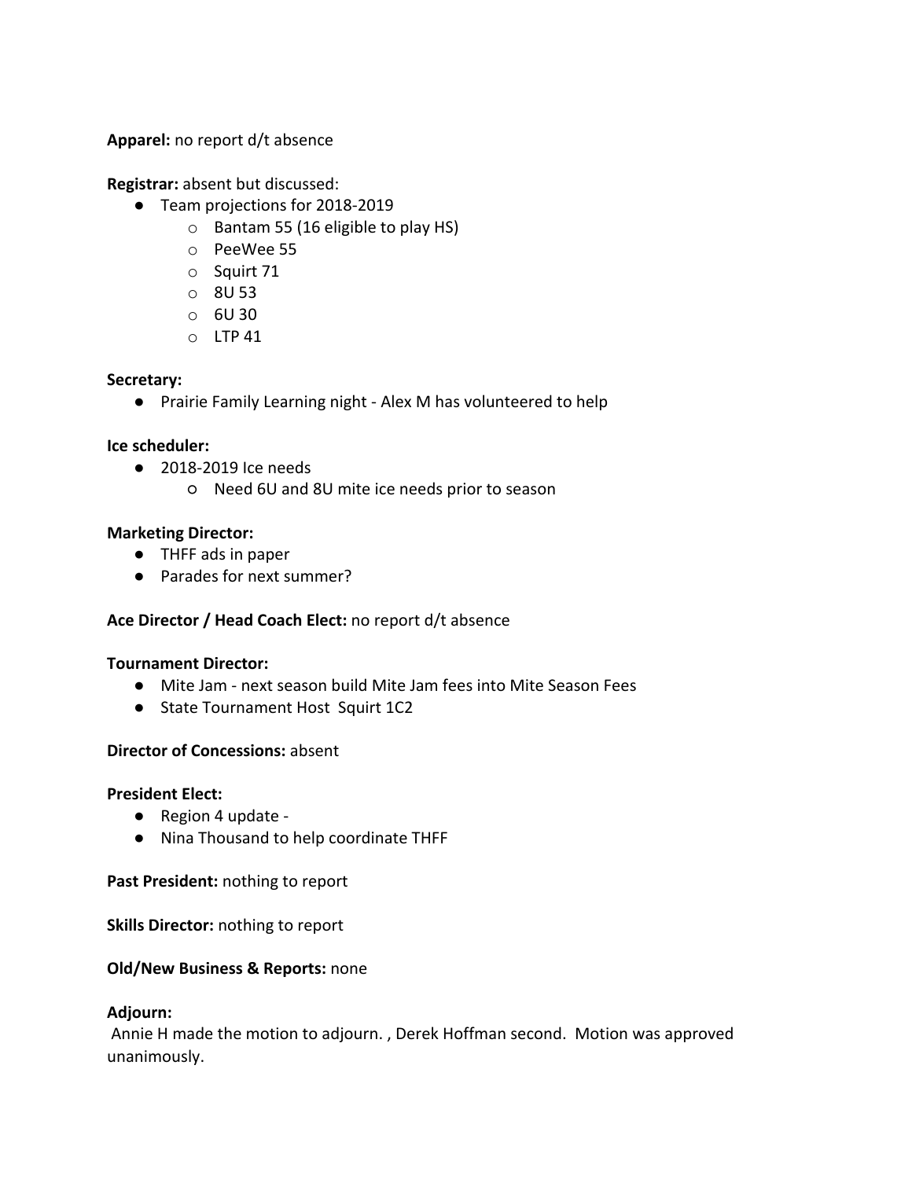**Apparel:** no report d/t absence

**Registrar:** absent but discussed:

- Team projections for 2018-2019
  - Bantam 55 (16 eligible to play HS)
  - PeeWee 55
  - Squirt 71
  - 8U 53
  - 6U 30
  - LTP 41

**Secretary:**

- Prairie Family Learning night - Alex M has volunteered to help

**Ice scheduler:**

- 2018-2019 Ice needs
  - Need 6U and 8U mite ice needs prior to season

**Marketing Director:**

- THFF ads in paper
- Parades for next summer?

**Ace Director / Head Coach Elect:** no report d/t absence

**Tournament Director:**

- Mite Jam - next season build Mite Jam fees into Mite Season Fees
- State Tournament Host Squirt 1C2

**Director of Concessions:** absent

**President Elect:**

- Region 4 update -
- Nina Thousand to help coordinate THFF

**Past President:** nothing to report

**Skills Director:** nothing to report

**Old/New Business & Reports:** none

**Adjourn:**

Annie H made the motion to adjourn. , Derek Hoffman second. Motion was approved unanimously.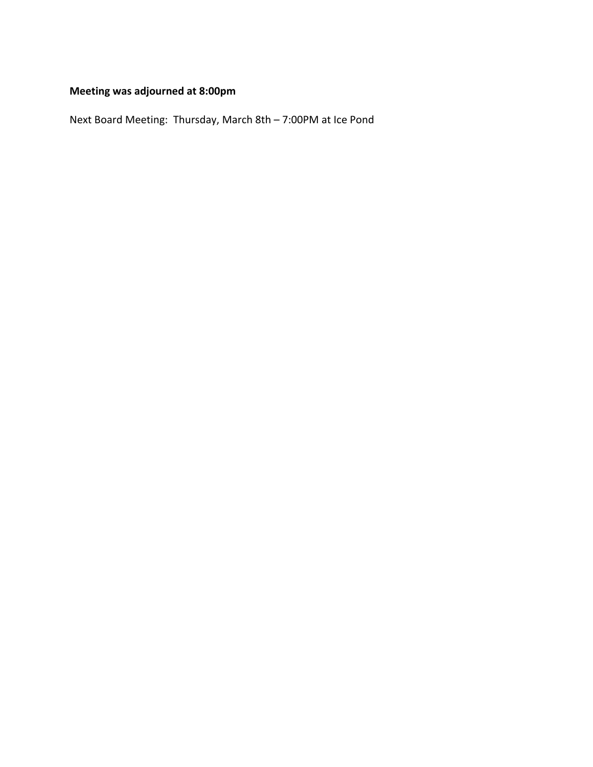**Meeting was adjourned at 8:00pm**

Next Board Meeting: Thursday, March 8th – 7:00PM at Ice Pond